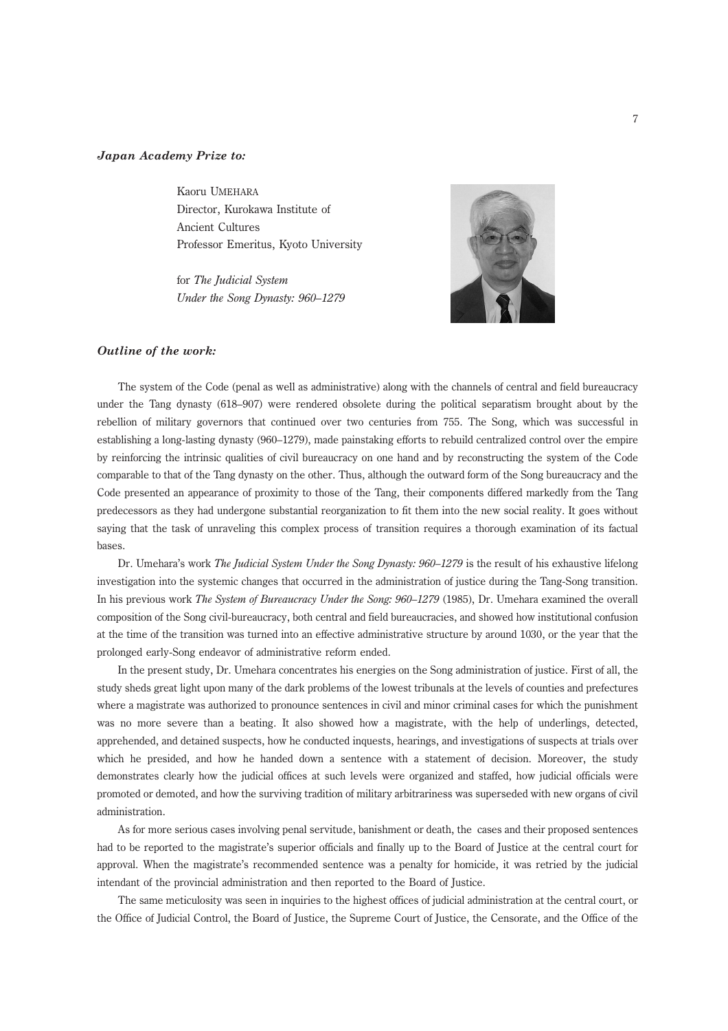***Japan Academy Prize to:***

Kaoru UMEHARA
Director, Kurokawa Institute of
Ancient Cultures
Professor Emeritus, Kyoto University

for *The Judicial System Under the Song Dynasty: 960–1279*

***Outline of the work:***

The system of the Code (penal as well as administrative) along with the channels of central and field bureaucracy under the Tang dynasty (618–907) were rendered obsolete during the political separatism brought about by the rebellion of military governors that continued over two centuries from 755. The Song, which was successful in establishing a long-lasting dynasty (960–1279), made painstaking efforts to rebuild centralized control over the empire by reinforcing the intrinsic qualities of civil bureaucracy on one hand and by reconstructing the system of the Code comparable to that of the Tang dynasty on the other. Thus, although the outward form of the Song bureaucracy and the Code presented an appearance of proximity to those of the Tang, their components differed markedly from the Tang predecessors as they had undergone substantial reorganization to fit them into the new social reality. It goes without saying that the task of unraveling this complex process of transition requires a thorough examination of its factual bases.

Dr. Umehara's work *The Judicial System Under the Song Dynasty: 960–1279* is the result of his exhaustive lifelong investigation into the systemic changes that occurred in the administration of justice during the Tang-Song transition. In his previous work *The System of Bureaucracy Under the Song: 960–1279* (1985), Dr. Umehara examined the overall composition of the Song civil-bureaucracy, both central and field bureaucracies, and showed how institutional confusion at the time of the transition was turned into an effective administrative structure by around 1030, or the year that the prolonged early-Song endeavor of administrative reform ended.

In the present study, Dr. Umehara concentrates his energies on the Song administration of justice. First of all, the study sheds great light upon many of the dark problems of the lowest tribunals at the levels of counties and prefectures where a magistrate was authorized to pronounce sentences in civil and minor criminal cases for which the punishment was no more severe than a beating. It also showed how a magistrate, with the help of underlings, detected, apprehended, and detained suspects, how he conducted inquests, hearings, and investigations of suspects at trials over which he presided, and how he handed down a sentence with a statement of decision. Moreover, the study demonstrates clearly how the judicial offices at such levels were organized and staffed, how judicial officials were promoted or demoted, and how the surviving tradition of military arbitrariness was superseded with new organs of civil administration.

As for more serious cases involving penal servitude, banishment or death, the cases and their proposed sentences had to be reported to the magistrate's superior officials and finally up to the Board of Justice at the central court for approval. When the magistrate's recommended sentence was a penalty for homicide, it was retried by the judicial intendant of the provincial administration and then reported to the Board of Justice.

The same meticulosity was seen in inquiries to the highest offices of judicial administration at the central court, or the Office of Judicial Control, the Board of Justice, the Supreme Court of Justice, the Censorate, and the Office of the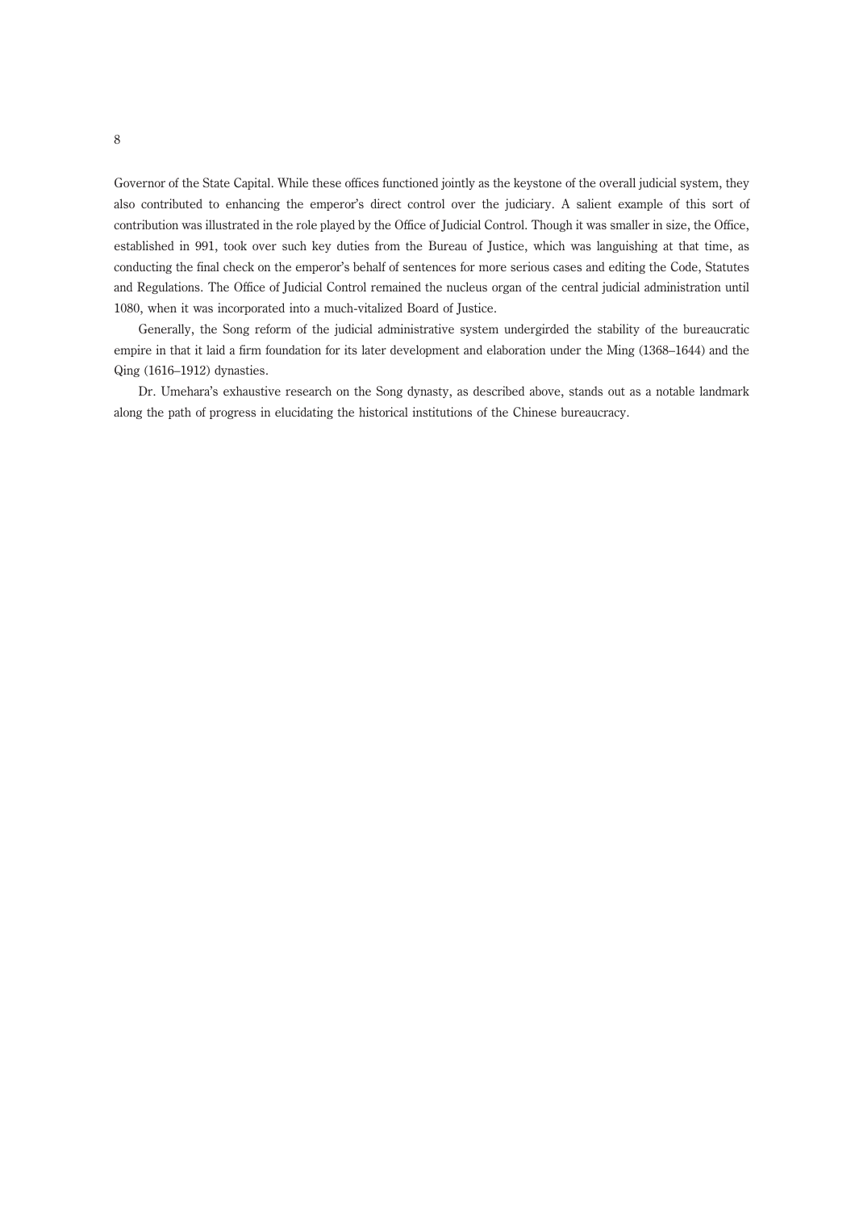Governor of the State Capital. While these offices functioned jointly as the keystone of the overall judicial system, they also contributed to enhancing the emperor's direct control over the judiciary. A salient example of this sort of contribution was illustrated in the role played by the Office of Judicial Control. Though it was smaller in size, the Office, established in 991, took over such key duties from the Bureau of Justice, which was languishing at that time, as conducting the final check on the emperor's behalf of sentences for more serious cases and editing the Code, Statutes and Regulations. The Office of Judicial Control remained the nucleus organ of the central judicial administration until 1080, when it was incorporated into a much-vitalized Board of Justice.

Generally, the Song reform of the judicial administrative system undergirded the stability of the bureaucratic empire in that it laid a firm foundation for its later development and elaboration under the Ming (1368–1644) and the Qing (1616–1912) dynasties.

Dr. Umehara's exhaustive research on the Song dynasty, as described above, stands out as a notable landmark along the path of progress in elucidating the historical institutions of the Chinese bureaucracy.